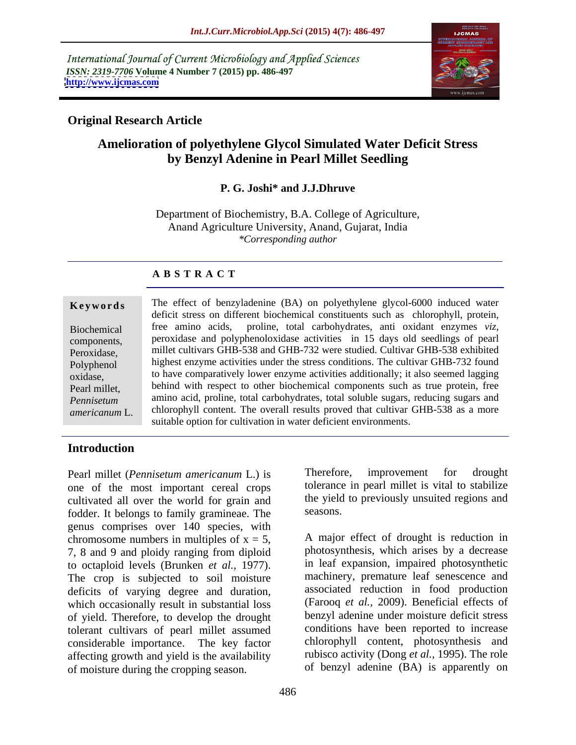International Journal of Current Microbiology and Applied Sciences
*ISSN: 2319-7706* **Volume 4 Number 7 (2015) pp. 486-497**
**http://www.ijcmas.com**

**Original Research Article**

# Amelioration of polyethylene Glycol Simulated Water Deficit Stress by Benzyl Adenine in Pearl Millet Seedling

**P. G. Joshi* and J.J.Dhruve**

Department of Biochemistry, B.A. College of Agriculture,
Anand Agriculture University, Anand, Gujarat, India
*\*Corresponding author*

## ABSTRACT

**Keywords**

Biochemical components, Peroxidase, Polyphenol oxidase, Pearl millet, *Pennisetum americanum* L.

The effect of benzyladenine (BA) on polyethylene glycol-6000 induced water deficit stress on different biochemical constituents such as chlorophyll, protein, free amino acids, proline, total carbohydrates, anti oxidant enzymes *viz,* peroxidase and polyphenoloxidase activities in 15 days old seedlings of pearl millet cultivars GHB-538 and GHB-732 were studied. Cultivar GHB-538 exhibited highest enzyme activities under the stress conditions. The cultivar GHB-732 found to have comparatively lower enzyme activities additionally; it also seemed lagging behind with respect to other biochemical components such as true protein, free amino acid, proline, total carbohydrates, total soluble sugars, reducing sugars and chlorophyll content. The overall results proved that cultivar GHB-538 as a more suitable option for cultivation in water deficient environments.

## Introduction

Pearl millet (*Pennisetum americanum* L.) is one of the most important cereal crops cultivated all over the world for grain and fodder. It belongs to family gramineae. The genus comprises over 140 species, with chromosome numbers in multiples of $x = 5$, 7, 8 and 9 and ploidy ranging from diploid to octaploid levels (Brunken *et al.,* 1977). The crop is subjected to soil moisture deficits of varying degree and duration, which occasionally result in substantial loss of yield. Therefore, to develop the drought tolerant cultivars of pearl millet assumed considerable importance. The key factor affecting growth and yield is the availability of moisture during the cropping season. Therefore, improvement for drought tolerance in pearl millet is vital to stabilize the yield to previously unsuited regions and seasons.

A major effect of drought is reduction in photosynthesis, which arises by a decrease in leaf expansion, impaired photosynthetic machinery, premature leaf senescence and associated reduction in food production (Farooq *et al.,* 2009). Beneficial effects of benzyl adenine under moisture deficit stress conditions have been reported to increase chlorophyll content, photosynthesis and rubisco activity (Dong *et al.,* 1995). The role of benzyl adenine (BA) is apparently on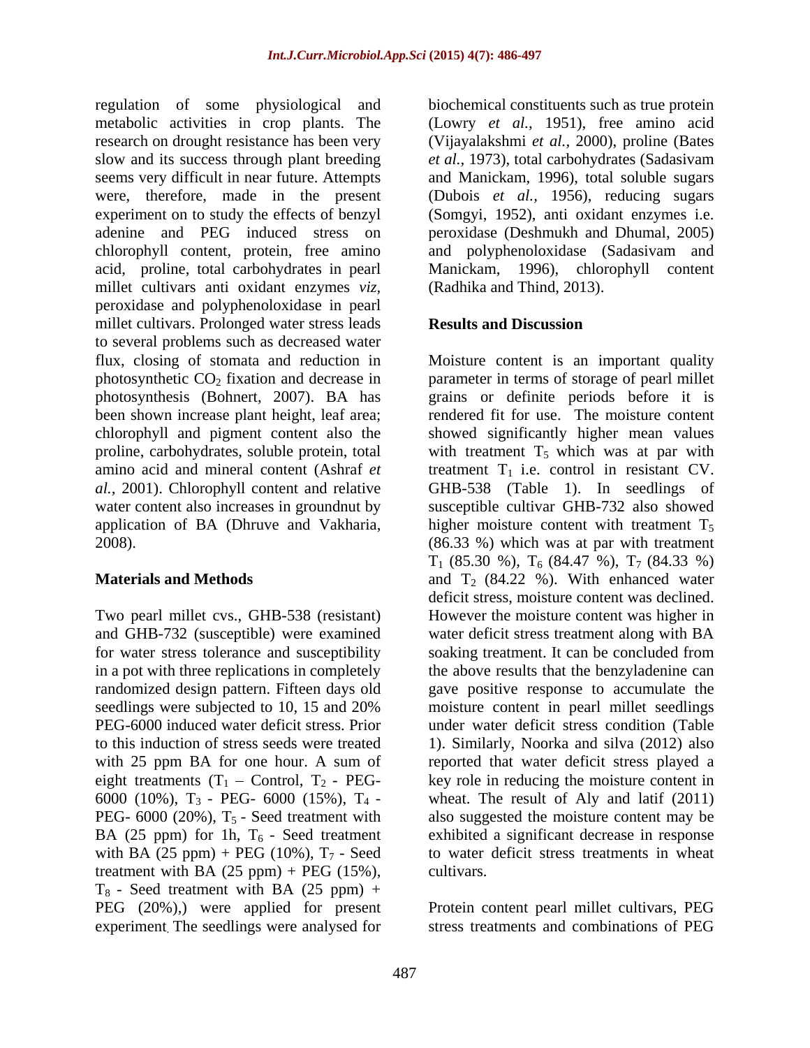regulation of some physiological and metabolic activities in crop plants. The research on drought resistance has been very slow and its success through plant breeding seems very difficult in near future. Attempts were, therefore, made in the present experiment on to study the effects of benzyl adenine and PEG induced stress on chlorophyll content, protein, free amino acid, proline, total carbohydrates in pearl millet cultivars anti oxidant enzymes *viz,* peroxidase and polyphenoloxidase in pearl millet cultivars. Prolonged water stress leads to several problems such as decreased water flux, closing of stomata and reduction in photosynthetic $CO_2$ fixation and decrease in photosynthesis (Bohnert, 2007). BA has been shown increase plant height, leaf area; chlorophyll and pigment content also the proline, carbohydrates, soluble protein, total amino acid and mineral content (Ashraf *et al.*, 2001). Chlorophyll content and relative water content also increases in groundnut by application of BA (Dhruve and Vakharia, 2008).

## Materials and Methods

Two pearl millet cvs., GHB-538 (resistant) and GHB-732 (susceptible) were examined for water stress tolerance and susceptibility in a pot with three replications in completely randomized design pattern. Fifteen days old seedlings were subjected to 10, 15 and 20% PEG-6000 induced water deficit stress. Prior to this induction of stress seeds were treated with 25 ppm BA for one hour. A sum of eight treatments ($T_1$ – Control, $T_2$ - PEG-6000 (10%), $T_3$ - PEG- 6000 (15%), $T_4$ - PEG- 6000 (20%), $T_5$ - Seed treatment with BA (25 ppm) for 1h, $T_6$ - Seed treatment with BA (25 ppm) + PEG (10%), $T_7$ - Seed treatment with BA (25 ppm) + PEG (15%), $T_8$ - Seed treatment with BA (25 ppm) + PEG (20%),) were applied for present experiment. The seedlings were analysed for biochemical constituents such as true protein (Lowry *et al.,* 1951), free amino acid (Vijayalakshmi *et al.*, 2000), proline (Bates *et al.*, 1973), total carbohydrates (Sadasivam and Manickam, 1996), total soluble sugars (Dubois *et al.,* 1956), reducing sugars (Somgyi, 1952), anti oxidant enzymes i.e. peroxidase (Deshmukh and Dhumal, 2005) and polyphenoloxidase (Sadasivam and Manickam, 1996), chlorophyll content (Radhika and Thind, 2013).

## Results and Discussion

Moisture content is an important quality parameter in terms of storage of pearl millet grains or definite periods before it is rendered fit for use. The moisture content showed significantly higher mean values with treatment $T_5$ which was at par with treatment $T_1$ i.e. control in resistant CV. GHB-538 (Table 1). In seedlings of susceptible cultivar GHB-732 also showed higher moisture content with treatment $T_5$ (86.33 %) which was at par with treatment $T_1$ (85.30 %), $T_6$ (84.47 %), $T_7$ (84.33 %) and $T_2$ (84.22 %). With enhanced water deficit stress, moisture content was declined. However the moisture content was higher in water deficit stress treatment along with BA soaking treatment. It can be concluded from the above results that the benzyladenine can gave positive response to accumulate the moisture content in pearl millet seedlings under water deficit stress condition (Table 1). Similarly, Noorka and silva (2012) also reported that water deficit stress played a key role in reducing the moisture content in wheat. The result of Aly and latif (2011) also suggested the moisture content may be exhibited a significant decrease in response to water deficit stress treatments in wheat cultivars.

Protein content pearl millet cultivars, PEG stress treatments and combinations of PEG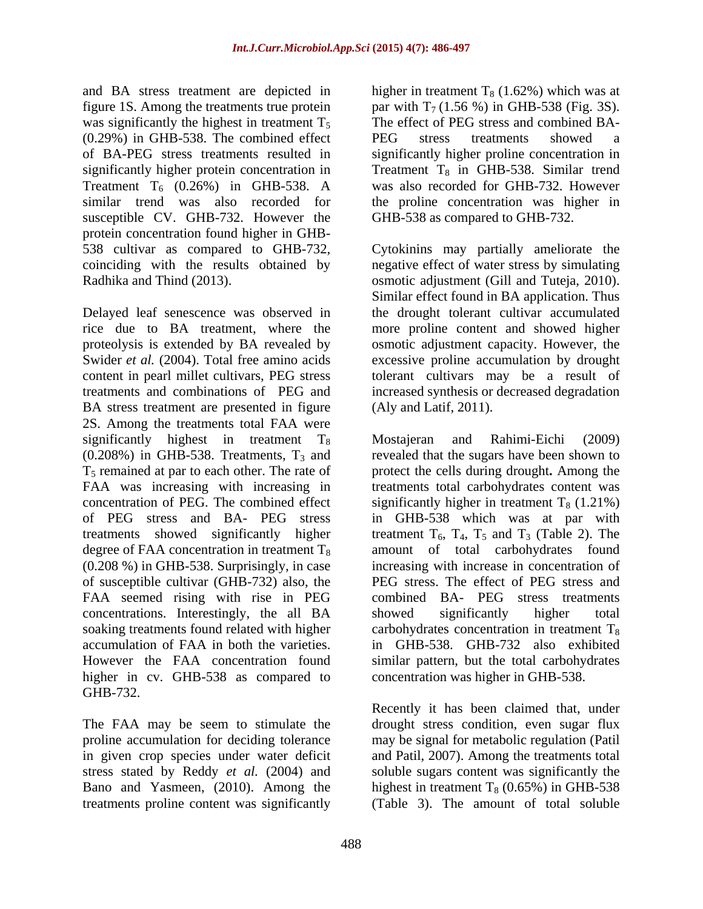and BA stress treatment are depicted in figure 1S. Among the treatments true protein was significantly the highest in treatment $T_5$ (0.29%) in GHB-538. The combined effect of BA-PEG stress treatments resulted in significantly higher protein concentration in Treatment $T_6$ (0.26%) in GHB-538. A similar trend was also recorded for susceptible CV. GHB-732. However the protein concentration found higher in GHB-538 cultivar as compared to GHB-732, coinciding with the results obtained by Radhika and Thind (2013).

Delayed leaf senescence was observed in rice due to BA treatment, where the proteolysis is extended by BA revealed by Swider *et al.* (2004). Total free amino acids content in pearl millet cultivars, PEG stress treatments and combinations of PEG and BA stress treatment are presented in figure 2S. Among the treatments total FAA were significantly highest in treatment $T_8$ (0.208%) in GHB-538. Treatments, $T_3$ and $T_5$ remained at par to each other. The rate of FAA was increasing with increasing in concentration of PEG. The combined effect of PEG stress and BA- PEG stress treatments showed significantly higher degree of FAA concentration in treatment $T_8$ (0.208 %) in GHB-538. Surprisingly, in case of susceptible cultivar (GHB-732) also, the FAA seemed rising with rise in PEG concentrations. Interestingly, the all BA soaking treatments found related with higher accumulation of FAA in both the varieties. However the FAA concentration found higher in cv. GHB-538 as compared to GHB-732.

The FAA may be seem to stimulate the proline accumulation for deciding tolerance in given crop species under water deficit stress stated by Reddy *et al.* (2004) and Bano and Yasmeen, (2010). Among the treatments proline content was significantly higher in treatment $T_8$ (1.62%) which was at par with $T_7$ (1.56 %) in GHB-538 (Fig. 3S). The effect of PEG stress and combined BA-PEG stress treatments showed a significantly higher proline concentration in Treatment $T_8$ in GHB-538. Similar trend was also recorded for GHB-732. However the proline concentration was higher in GHB-538 as compared to GHB-732.

Cytokinins may partially ameliorate the negative effect of water stress by simulating osmotic adjustment (Gill and Tuteja, 2010). Similar effect found in BA application. Thus the drought tolerant cultivar accumulated more proline content and showed higher osmotic adjustment capacity. However, the excessive proline accumulation by drought tolerant cultivars may be a result of increased synthesis or decreased degradation (Aly and Latif, 2011).

Mostajeran and Rahimi-Eichi (2009) revealed that the sugars have been shown to protect the cells during drought**.** Among the treatments total carbohydrates content was significantly higher in treatment $T_8$ (1.21%) in GHB-538 which was at par with treatment $T_6$, $T_4$, $T_5$ and $T_3$ (Table 2). The amount of total carbohydrates found increasing with increase in concentration of PEG stress. The effect of PEG stress and combined BA- PEG stress treatments showed significantly higher total carbohydrates concentration in treatment $T_8$ in GHB-538. GHB-732 also exhibited similar pattern, but the total carbohydrates concentration was higher in GHB-538.

Recently it has been claimed that, under drought stress condition, even sugar flux may be signal for metabolic regulation (Patil and Patil, 2007). Among the treatments total soluble sugars content was significantly the highest in treatment $T_8$ (0.65%) in GHB-538 (Table 3). The amount of total soluble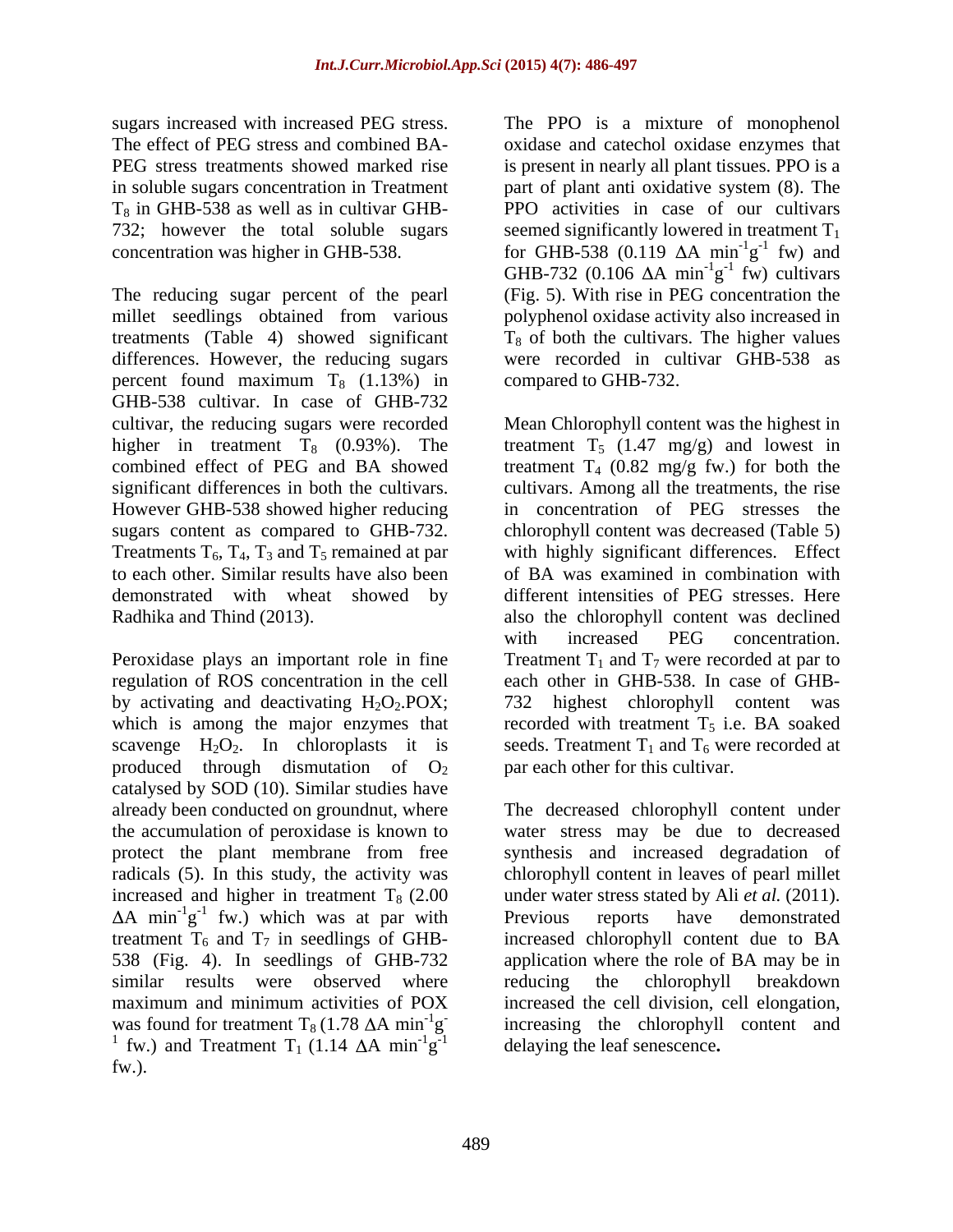sugars increased with increased PEG stress. The effect of PEG stress and combined BA-PEG stress treatments showed marked rise in soluble sugars concentration in Treatment $T_8$ in GHB-538 as well as in cultivar GHB-732; however the total soluble sugars concentration was higher in GHB-538.

The reducing sugar percent of the pearl millet seedlings obtained from various treatments (Table 4) showed significant differences. However, the reducing sugars percent found maximum $T_8$ (1.13%) in GHB-538 cultivar. In case of GHB-732 cultivar, the reducing sugars were recorded higher in treatment $T_8$ (0.93%). The combined effect of PEG and BA showed significant differences in both the cultivars. However GHB-538 showed higher reducing sugars content as compared to GHB-732. Treatments $T_6$, $T_4$, $T_3$ and $T_5$ remained at par to each other. Similar results have also been demonstrated with wheat showed by Radhika and Thind (2013).

Peroxidase plays an important role in fine regulation of ROS concentration in the cell by activating and deactivating $H_2O_2$.POX; which is among the major enzymes that scavenge $H_2O_2$. In chloroplasts it is produced through dismutation of $O_2$ catalysed by SOD (10). Similar studies have already been conducted on groundnut, where the accumulation of peroxidase is known to protect the plant membrane from free radicals (5). In this study, the activity was increased and higher in treatment $T_8$ (2.00 $\Delta A\ min^{-1}g^{-1}$ fw.) which was at par with treatment $T_6$ and $T_7$ in seedlings of GHB-538 (Fig. 4). In seedlings of GHB-732 similar results were observed where maximum and minimum activities of POX was found for treatment $T_8$ (1.78 $\Delta A\ min^{-1}g^{-1}$ fw.) and Treatment $T_1$ (1.14 $\Delta A\ min^{-1}g^{-1}$ fw.).

The PPO is a mixture of monophenol oxidase and catechol oxidase enzymes that is present in nearly all plant tissues. PPO is a part of plant anti oxidative system (8). The PPO activities in case of our cultivars seemed significantly lowered in treatment $T_1$ for GHB-538 (0.119 $\Delta A\ min^{-1}g^{-1}$ fw) and GHB-732 (0.106 $\Delta A\ min^{-1}g^{-1}$ fw) cultivars (Fig. 5). With rise in PEG concentration the polyphenol oxidase activity also increased in $T_8$ of both the cultivars. The higher values were recorded in cultivar GHB-538 as compared to GHB-732.

Mean Chlorophyll content was the highest in treatment $T_5$ (1.47 mg/g) and lowest in treatment $T_4$ (0.82 mg/g fw.) for both the cultivars. Among all the treatments, the rise in concentration of PEG stresses the chlorophyll content was decreased (Table 5) with highly significant differences. Effect of BA was examined in combination with different intensities of PEG stresses. Here also the chlorophyll content was declined with increased PEG concentration. Treatment $T_1$ and $T_7$ were recorded at par to each other in GHB-538. In case of GHB-732 highest chlorophyll content was recorded with treatment $T_5$ i.e. BA soaked seeds. Treatment $T_1$ and $T_6$ were recorded at par each other for this cultivar.

The decreased chlorophyll content under water stress may be due to decreased synthesis and increased degradation of chlorophyll content in leaves of pearl millet under water stress stated by Ali *et al.* (2011). Previous reports have demonstrated increased chlorophyll content due to BA application where the role of BA may be in reducing the chlorophyll breakdown increased the cell division, cell elongation, increasing the chlorophyll content and delaying the leaf senescence**.**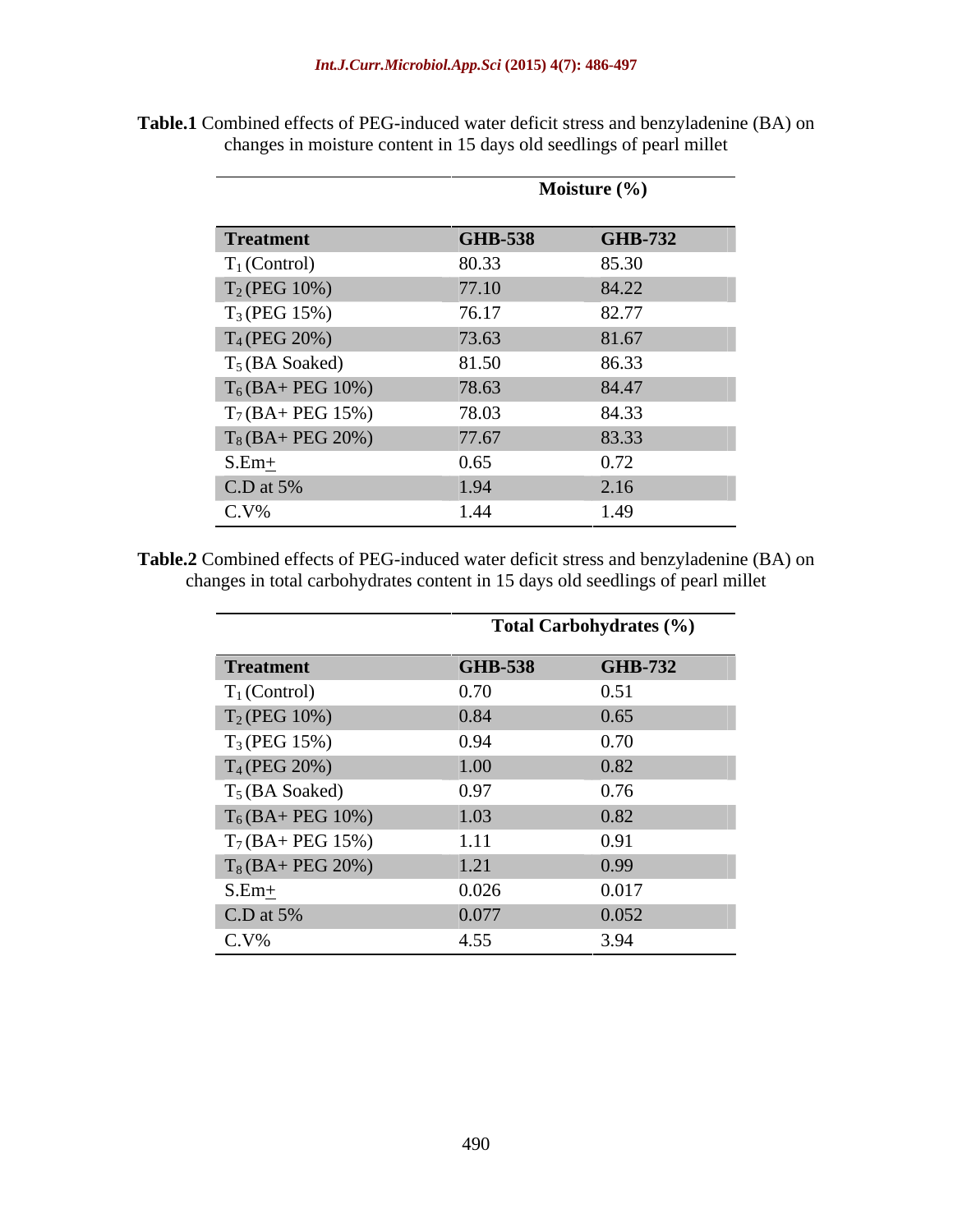**Table.1** Combined effects of PEG-induced water deficit stress and benzyladenine (BA) on changes in moisture content in 15 days old seedlings of pearl millet

| | Moisture (%) | |
|---|---|---|
| **Treatment** | **GHB-538** | **GHB-732** |
| $T_1$ (Control) | 80.33 | 85.30 |
| $T_2$ (PEG 10%) | 77.10 | 84.22 |
| $T_3$ (PEG 15%) | 76.17 | 82.77 |
| $T_4$ (PEG 20%) | 73.63 | 81.67 |
| $T_5$ (BA Soaked) | 81.50 | 86.33 |
| $T_6$ (BA+ PEG 10%) | 78.63 | 84.47 |
| $T_7$ (BA+ PEG 15%) | 78.03 | 84.33 |
| $T_8$ (BA+ PEG 20%) | 77.67 | 83.33 |
| S.Em± | 0.65 | 0.72 |
| C.D at 5% | 1.94 | 2.16 |
| C.V% | 1.44 | 1.49 |

**Table.2** Combined effects of PEG-induced water deficit stress and benzyladenine (BA) on changes in total carbohydrates content in 15 days old seedlings of pearl millet

| | Total Carbohydrates (%) | |
|---|---|---|
| **Treatment** | **GHB-538** | **GHB-732** |
| $T_1$ (Control) | 0.70 | 0.51 |
| $T_2$ (PEG 10%) | 0.84 | 0.65 |
| $T_3$ (PEG 15%) | 0.94 | 0.70 |
| $T_4$ (PEG 20%) | 1.00 | 0.82 |
| $T_5$ (BA Soaked) | 0.97 | 0.76 |
| $T_6$ (BA+ PEG 10%) | 1.03 | 0.82 |
| $T_7$ (BA+ PEG 15%) | 1.11 | 0.91 |
| $T_8$ (BA+ PEG 20%) | 1.21 | 0.99 |
| S.Em± | 0.026 | 0.017 |
| C.D at 5% | 0.077 | 0.052 |
| C.V% | 4.55 | 3.94 |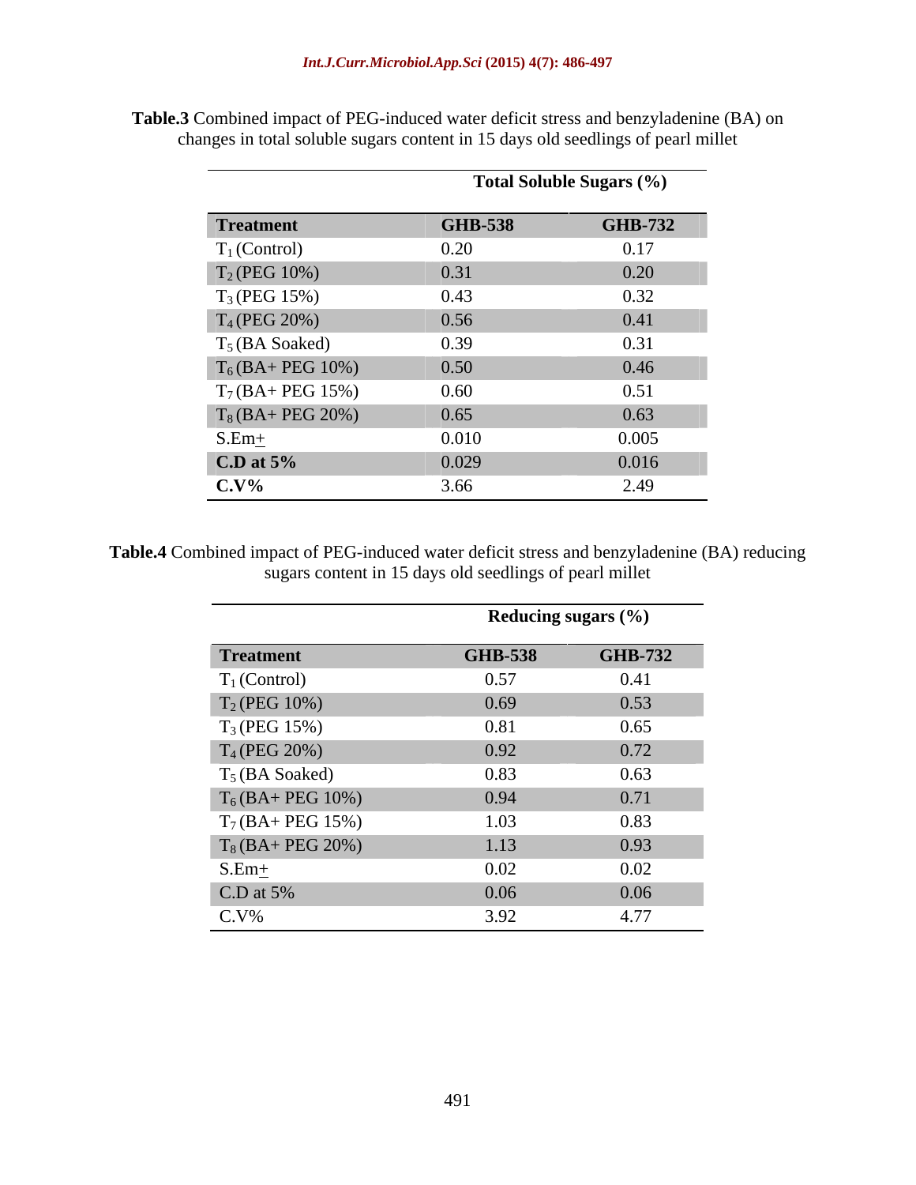**Table.3** Combined impact of PEG-induced water deficit stress and benzyladenine (BA) on changes in total soluble sugars content in 15 days old seedlings of pearl millet

| | **Total Soluble Sugars (%)** | |
|---|---|---|
| **Treatment** | **GHB-538** | **GHB-732** |
| $T_1$ (Control) | 0.20 | 0.17 |
| $T_2$ (PEG 10%) | 0.31 | 0.20 |
| $T_3$ (PEG 15%) | 0.43 | 0.32 |
| $T_4$ (PEG 20%) | 0.56 | 0.41 |
| $T_5$ (BA Soaked) | 0.39 | 0.31 |
| $T_6$ (BA+ PEG 10%) | 0.50 | 0.46 |
| $T_7$ (BA+ PEG 15%) | 0.60 | 0.51 |
| $T_8$ (BA+ PEG 20%) | 0.65 | 0.63 |
| S.Em$\pm$ | 0.010 | 0.005 |
| **C.D at 5%** | 0.029 | 0.016 |
| **C.V%** | 3.66 | 2.49 |

**Table.4** Combined impact of PEG-induced water deficit stress and benzyladenine (BA) reducing sugars content in 15 days old seedlings of pearl millet

| | **Reducing sugars (%)** | |
|---|---|---|
| **Treatment** | **GHB-538** | **GHB-732** |
| $T_1$ (Control) | 0.57 | 0.41 |
| $T_2$ (PEG 10%) | 0.69 | 0.53 |
| $T_3$ (PEG 15%) | 0.81 | 0.65 |
| $T_4$ (PEG 20%) | 0.92 | 0.72 |
| $T_5$ (BA Soaked) | 0.83 | 0.63 |
| $T_6$ (BA+ PEG 10%) | 0.94 | 0.71 |
| $T_7$ (BA+ PEG 15%) | 1.03 | 0.83 |
| $T_8$ (BA+ PEG 20%) | 1.13 | 0.93 |
| S.Em$\pm$ | 0.02 | 0.02 |
| C.D at 5% | 0.06 | 0.06 |
| C.V% | 3.92 | 4.77 |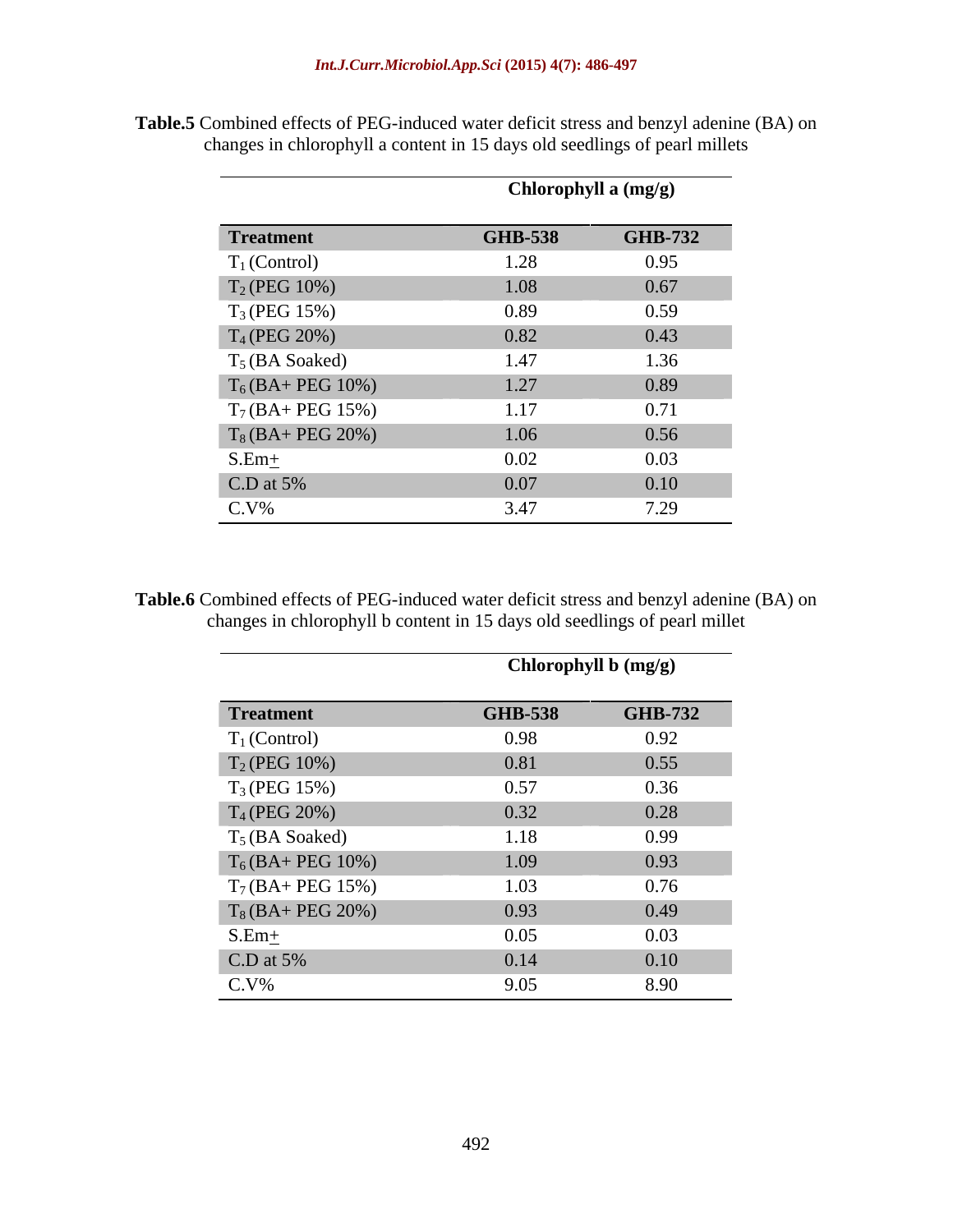**Table.5** Combined effects of PEG-induced water deficit stress and benzyl adenine (BA) on changes in chlorophyll a content in 15 days old seedlings of pearl millets

| | Chlorophyll a (mg/g) | |
|---|---|---|
| **Treatment** | **GHB-538** | **GHB-732** |
| $T_1$ (Control) | 1.28 | 0.95 |
| $T_2$ (PEG 10%) | 1.08 | 0.67 |
| $T_3$ (PEG 15%) | 0.89 | 0.59 |
| $T_4$ (PEG 20%) | 0.82 | 0.43 |
| $T_5$ (BA Soaked) | 1.47 | 1.36 |
| $T_6$ (BA+ PEG 10%) | 1.27 | 0.89 |
| $T_7$ (BA+ PEG 15%) | 1.17 | 0.71 |
| $T_8$ (BA+ PEG 20%) | 1.06 | 0.56 |
| S.Em$\pm$ | 0.02 | 0.03 |
| C.D at 5% | 0.07 | 0.10 |
| C.V% | 3.47 | 7.29 |

**Table.6** Combined effects of PEG-induced water deficit stress and benzyl adenine (BA) on changes in chlorophyll b content in 15 days old seedlings of pearl millet

| | Chlorophyll b (mg/g) | |
|---|---|---|
| **Treatment** | **GHB-538** | **GHB-732** |
| $T_1$ (Control) | 0.98 | 0.92 |
| $T_2$ (PEG 10%) | 0.81 | 0.55 |
| $T_3$ (PEG 15%) | 0.57 | 0.36 |
| $T_4$ (PEG 20%) | 0.32 | 0.28 |
| $T_5$ (BA Soaked) | 1.18 | 0.99 |
| $T_6$ (BA+ PEG 10%) | 1.09 | 0.93 |
| $T_7$ (BA+ PEG 15%) | 1.03 | 0.76 |
| $T_8$ (BA+ PEG 20%) | 0.93 | 0.49 |
| S.Em$\pm$ | 0.05 | 0.03 |
| C.D at 5% | 0.14 | 0.10 |
| C.V% | 9.05 | 8.90 |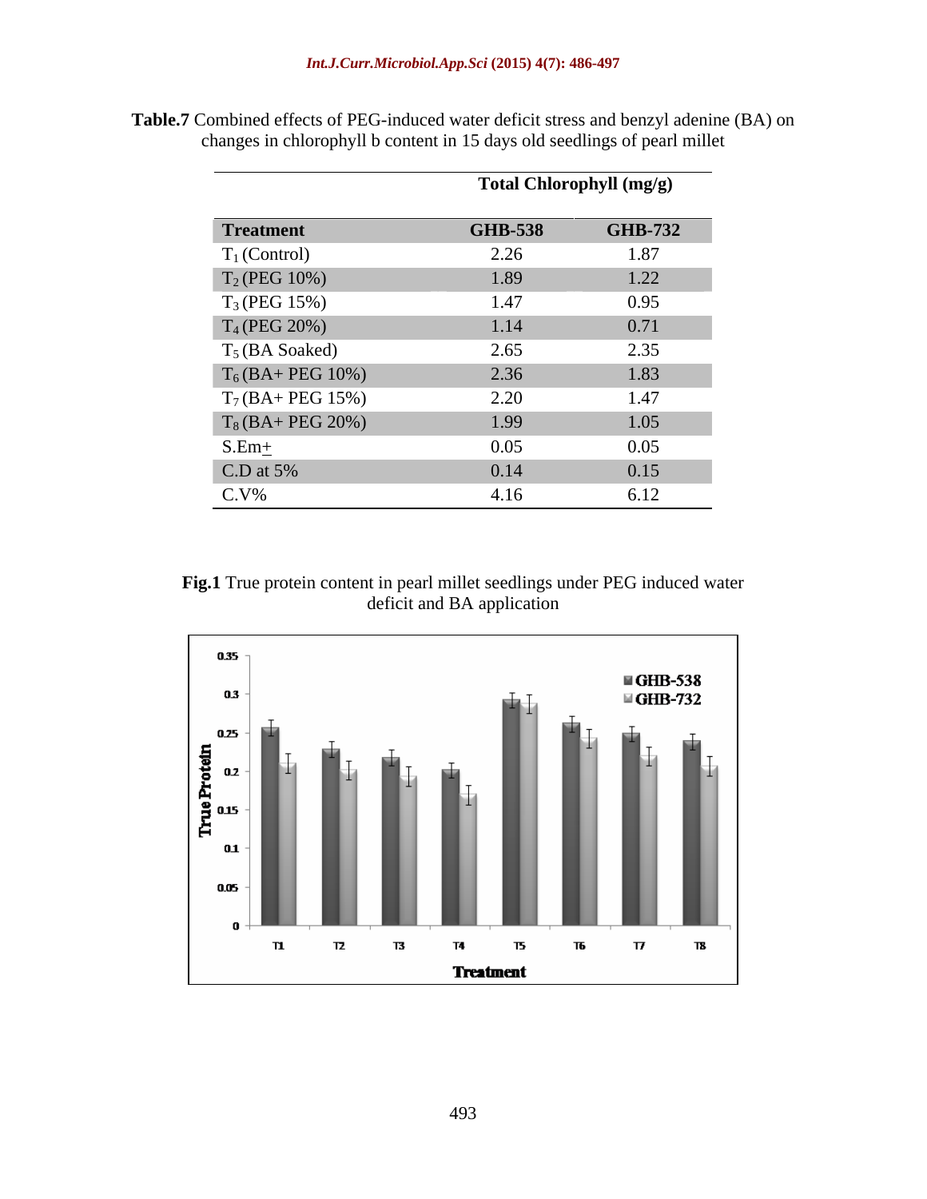**Table.7** Combined effects of PEG-induced water deficit stress and benzyl adenine (BA) on changes in chlorophyll b content in 15 days old seedlings of pearl millet

| | Total Chlorophyll (mg/g) | |
|---|---|---|
| **Treatment** | **GHB-538** | **GHB-732** |
| $T_1$ (Control) | 2.26 | 1.87 |
| $T_2$ (PEG 10%) | 1.89 | 1.22 |
| $T_3$ (PEG 15%) | 1.47 | 0.95 |
| $T_4$ (PEG 20%) | 1.14 | 0.71 |
| $T_5$ (BA Soaked) | 2.65 | 2.35 |
| $T_6$ (BA+ PEG 10%) | 2.36 | 1.83 |
| $T_7$ (BA+ PEG 15%) | 2.20 | 1.47 |
| $T_8$ (BA+ PEG 20%) | 1.99 | 1.05 |
| S.Em$\pm$ | 0.05 | 0.05 |
| C.D at 5% | 0.14 | 0.15 |
| C.V% | 4.16 | 6.12 |

**Fig.1** True protein content in pearl millet seedlings under PEG induced water deficit and BA application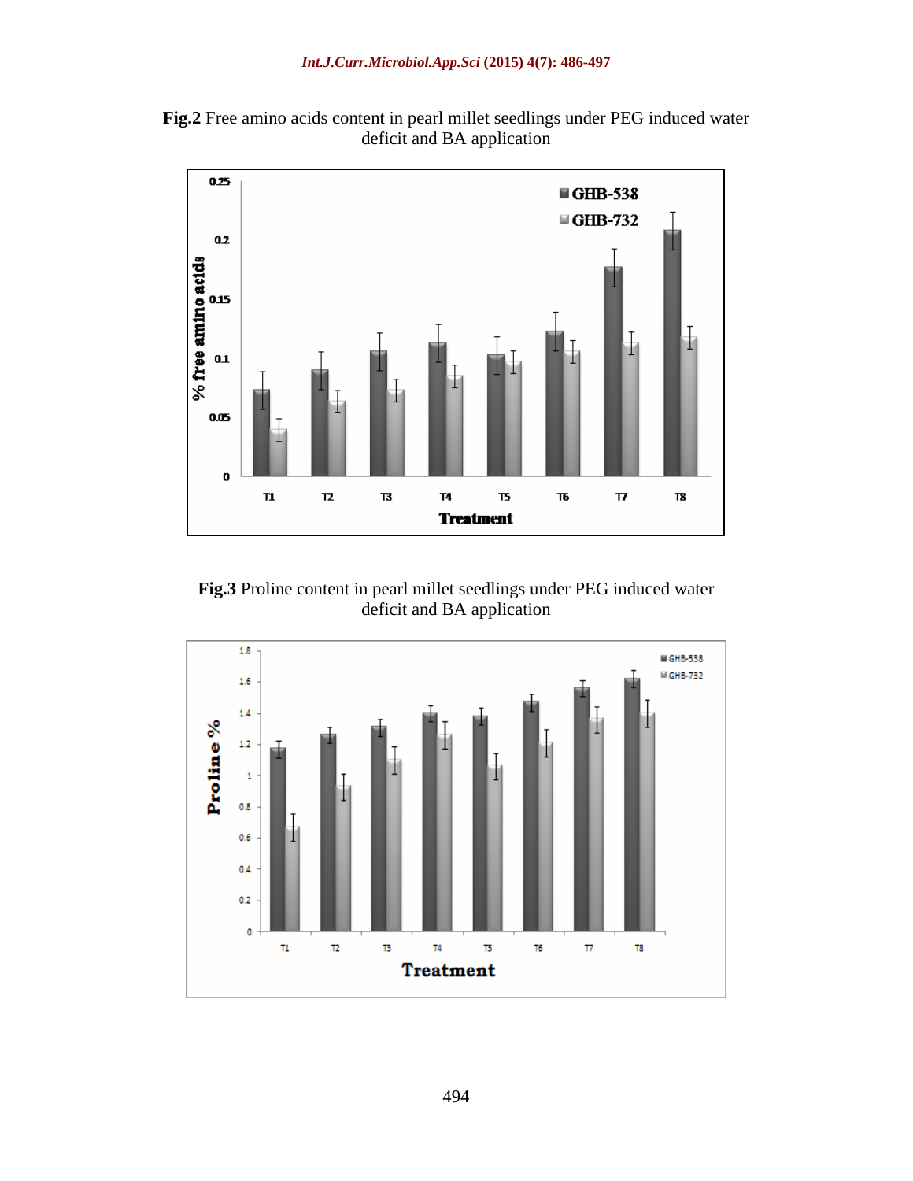**Fig.2** Free amino acids content in pearl millet seedlings under PEG induced water deficit and BA application

**Fig.3** Proline content in pearl millet seedlings under PEG induced water deficit and BA application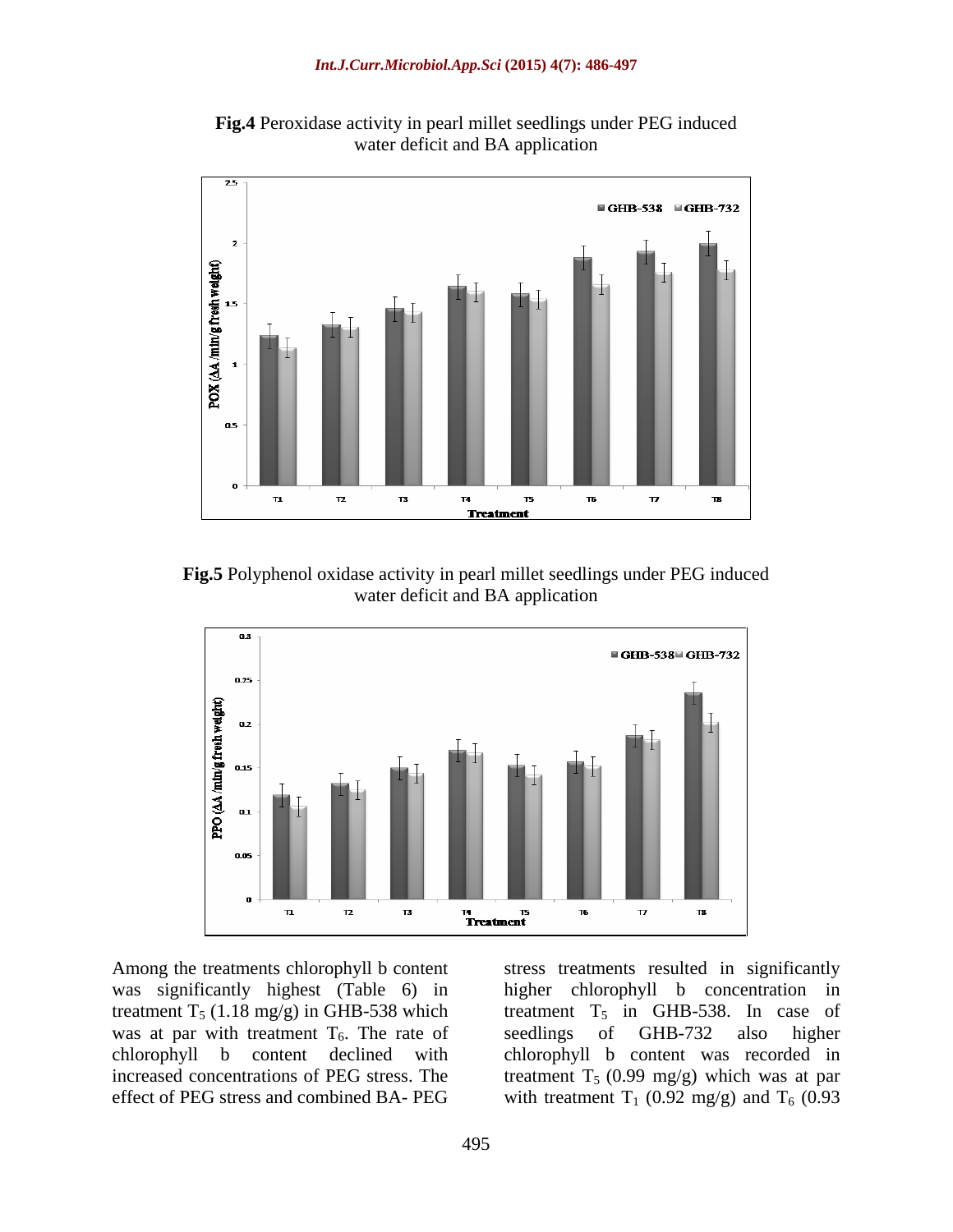**Fig.4** Peroxidase activity in pearl millet seedlings under PEG induced water deficit and BA application

**Fig.5** Polyphenol oxidase activity in pearl millet seedlings under PEG induced water deficit and BA application

Among the treatments chlorophyll b content was significantly highest (Table 6) in treatment $T_5$ (1.18 mg/g) in GHB-538 which was at par with treatment $T_6$. The rate of chlorophyll b content declined with increased concentrations of PEG stress. The effect of PEG stress and combined BA- PEG stress treatments resulted in significantly higher chlorophyll b concentration in treatment $T_5$ in GHB-538. In case of seedlings of GHB-732 also higher chlorophyll b content was recorded in treatment $T_5$ (0.99 mg/g) which was at par with treatment $T_1$ (0.92 mg/g) and $T_6$ (0.93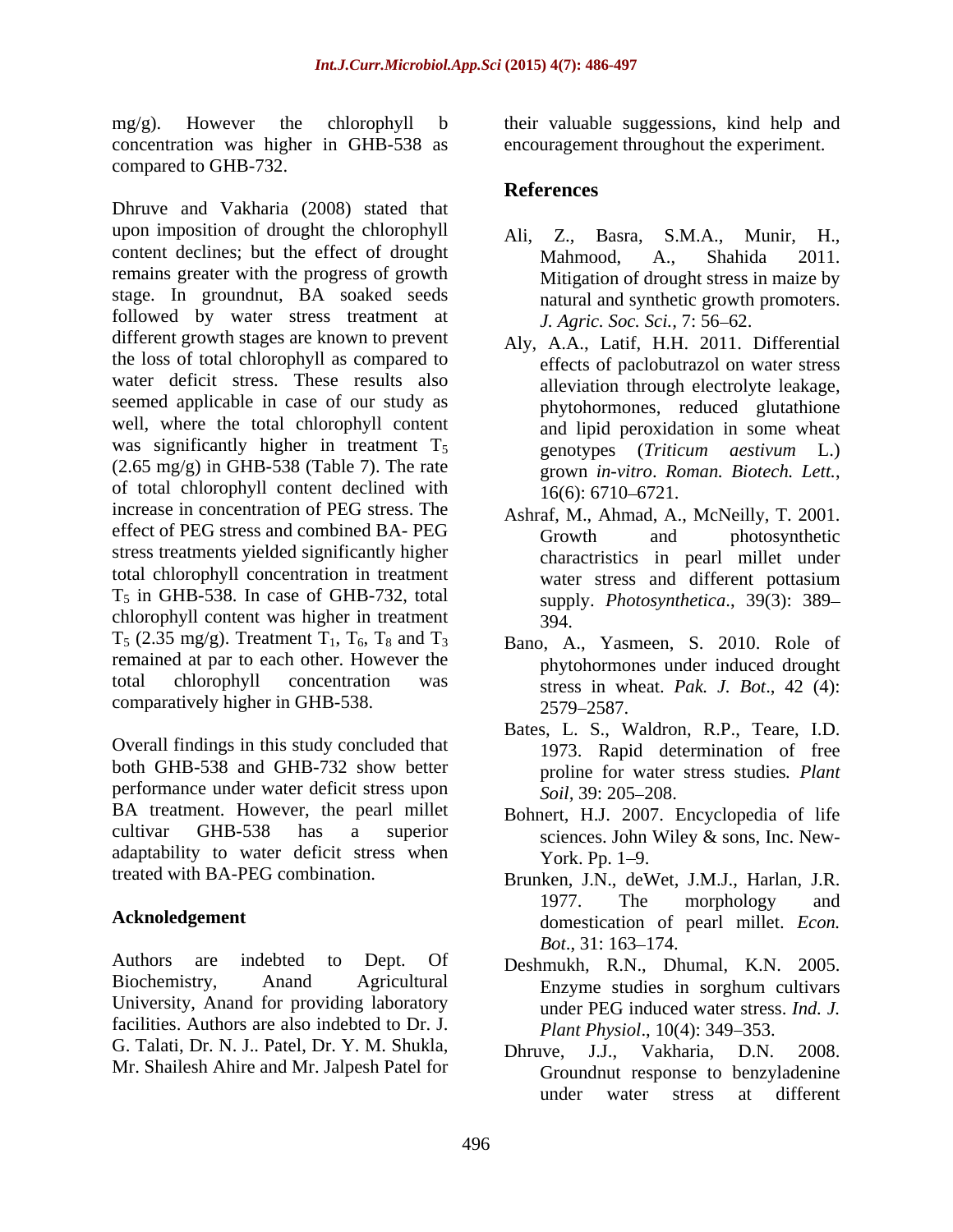mg/g). However the chlorophyll b concentration was higher in GHB-538 as compared to GHB-732.

Dhruve and Vakharia (2008) stated that upon imposition of drought the chlorophyll content declines; but the effect of drought remains greater with the progress of growth stage. In groundnut, BA soaked seeds followed by water stress treatment at different growth stages are known to prevent the loss of total chlorophyll as compared to water deficit stress. These results also seemed applicable in case of our study as well, where the total chlorophyll content was significantly higher in treatment $T_5$ (2.65 mg/g) in GHB-538 (Table 7). The rate of total chlorophyll content declined with increase in concentration of PEG stress. The effect of PEG stress and combined BA- PEG stress treatments yielded significantly higher total chlorophyll concentration in treatment $T_5$ in GHB-538. In case of GHB-732, total chlorophyll content was higher in treatment $T_5$ (2.35 mg/g). Treatment $T_1$, $T_6$, $T_8$ and $T_3$ remained at par to each other. However the total chlorophyll concentration was comparatively higher in GHB-538.

Overall findings in this study concluded that both GHB-538 and GHB-732 show better performance under water deficit stress upon BA treatment. However, the pearl millet cultivar GHB-538 has a superior adaptability to water deficit stress when treated with BA-PEG combination.

## Acknoledgement

Authors are indebted to Dept. Of Biochemistry, Anand Agricultural University, Anand for providing laboratory facilities. Authors are also indebted to Dr. J. G. Talati, Dr. N. J.. Patel, Dr. Y. M. Shukla, Mr. Shailesh Ahire and Mr. Jalpesh Patel for their valuable suggestions, kind help and encouragement throughout the experiment.

## References

Ali, Z., Basra, S.M.A., Munir, H., Mahmood, A., Shahida 2011. Mitigation of drought stress in maize by natural and synthetic growth promoters. *J. Agric. Soc. Sci.*, 7: 56–62.

Aly, A.A., Latif, H.H. 2011. Differential effects of paclobutrazol on water stress alleviation through electrolyte leakage, phytohormones, reduced glutathione and lipid peroxidation in some wheat genotypes (*Triticum aestivum* L.) grown *in-vitro*. *Roman. Biotech. Lett.*, 16(6): 6710–6721.

Ashraf, M., Ahmad, A., McNeilly, T. 2001. Growth and photosynthetic charactristics in pearl millet under water stress and different pottasium supply. *Photosynthetica*., 39(3): 389–394.

Bano, A., Yasmeen, S. 2010. Role of phytohormones under induced drought stress in wheat. *Pak. J. Bot*., 42 (4): 2579–2587.

Bates, L. S., Waldron, R.P., Teare, I.D. 1973. Rapid determination of free proline for water stress studies*. Plant Soil*, 39: 205–208.

Bohnert, H.J. 2007. Encyclopedia of life sciences. John Wiley & sons, Inc. New-York. Pp. 1–9.

Brunken, J.N., deWet, J.M.J., Harlan, J.R. 1977. The morphology and domestication of pearl millet. *Econ. Bot*., 31: 163–174.

Deshmukh, R.N., Dhumal, K.N. 2005. Enzyme studies in sorghum cultivars under PEG induced water stress. *Ind. J. Plant Physiol*., 10(4): 349–353.

Dhruve, J.J., Vakharia, D.N. 2008. Groundnut response to benzyladenine under water stress at different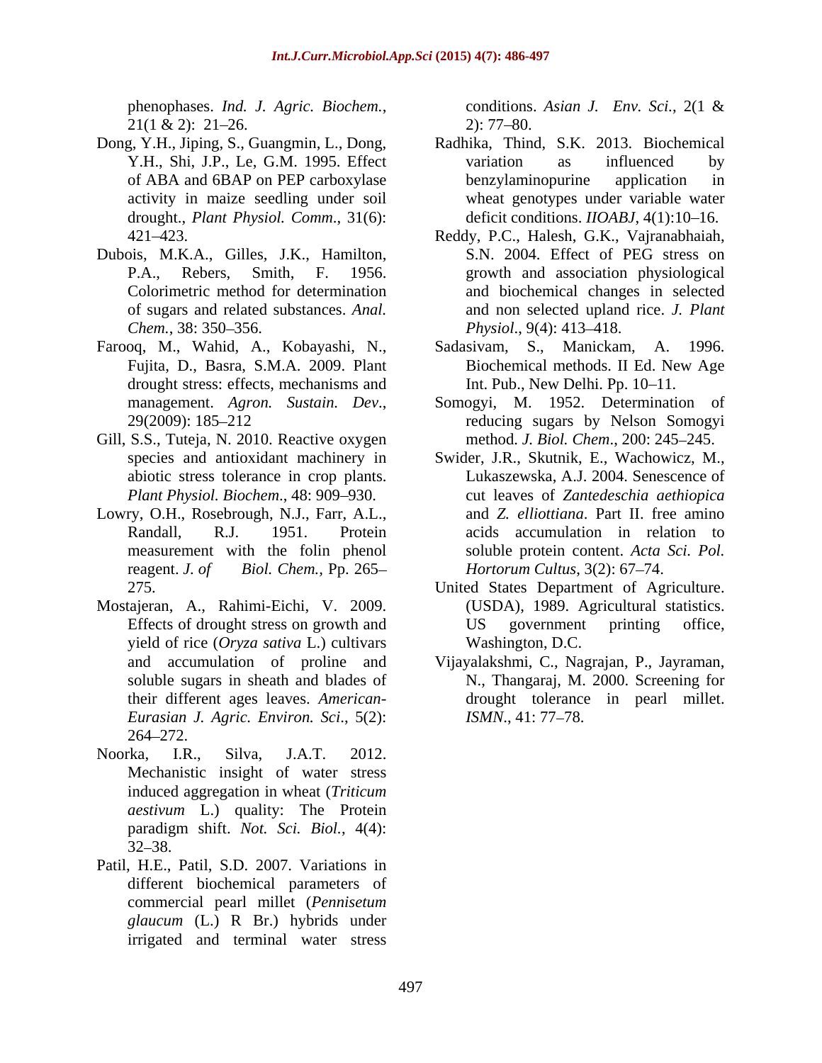phenophases. *Ind. J. Agric. Biochem.*, 21(1 & 2): 21–26.

Dong, Y.H., Jiping, S., Guangmin, L., Dong, Y.H., Shi, J.P., Le, G.M. 1995. Effect of ABA and 6BAP on PEP carboxylase activity in maize seedling under soil drought., *Plant Physiol. Comm.*, 31(6): 421–423.

Dubois, M.K.A., Gilles, J.K., Hamilton, P.A., Rebers, Smith, F. 1956. Colorimetric method for determination of sugars and related substances. *Anal. Chem.*, 38: 350–356.

Farooq, M., Wahid, A., Kobayashi, N., Fujita, D., Basra, S.M.A. 2009. Plant drought stress: effects, mechanisms and management. *Agron. Sustain. Dev.*, 29(2009): 185–212

Gill, S.S., Tuteja, N. 2010. Reactive oxygen species and antioxidant machinery in abiotic stress tolerance in crop plants. *Plant Physiol. Biochem.*, 48: 909–930.

Lowry, O.H., Rosebrough, N.J., Farr, A.L., Randall, R.J. 1951. Protein measurement with the folin phenol reagent. *J. of Biol. Chem.*, Pp. 265–275.

Mostajeran, A., Rahimi-Eichi, V. 2009. Effects of drought stress on growth and yield of rice (*Oryza sativa* L.) cultivars and accumulation of proline and soluble sugars in sheath and blades of their different ages leaves. *American-Eurasian J. Agric. Environ. Sci.*, 5(2): 264–272.

Noorka, I.R., Silva, J.A.T. 2012. Mechanistic insight of water stress induced aggregation in wheat (*Triticum aestivum* L.) quality: The Protein paradigm shift. *Not. Sci. Biol.*, 4(4): 32–38.

Patil, H.E., Patil, S.D. 2007. Variations in different biochemical parameters of commercial pearl millet (*Pennisetum glaucum* (L.) R Br.) hybrids under irrigated and terminal water stress conditions. *Asian J. Env. Sci.*, 2(1 & 2): 77–80.

Radhika, Thind, S.K. 2013. Biochemical variation as influenced by benzylaminopurine application in wheat genotypes under variable water deficit conditions. *IIOABJ*, 4(1):10–16.

Reddy, P.C., Halesh, G.K., Vajranabhaiah, S.N. 2004. Effect of PEG stress on growth and association physiological and biochemical changes in selected and non selected upland rice. *J. Plant Physiol.*, 9(4): 413–418.

Sadasivam, S., Manickam, A. 1996. Biochemical methods. II Ed. New Age Int. Pub., New Delhi. Pp. 10–11.

Somogyi, M. 1952. Determination of reducing sugars by Nelson Somogyi method. *J. Biol. Chem.*, 200: 245–245.

Swider, J.R., Skutnik, E., Wachowicz, M., Lukaszewska, A.J. 2004. Senescence of cut leaves of *Zantedeschia aethiopica* and *Z. elliottiana*. Part II. free amino acids accumulation in relation to soluble protein content. *Acta Sci. Pol. Hortorum Cultus*, 3(2): 67–74.

United States Department of Agriculture. (USDA), 1989. Agricultural statistics. US government printing office, Washington, D.C.

Vijayalakshmi, C., Nagrajan, P., Jayraman, N., Thangaraj, M. 2000. Screening for drought tolerance in pearl millet. *ISMN.*, 41: 77–78.